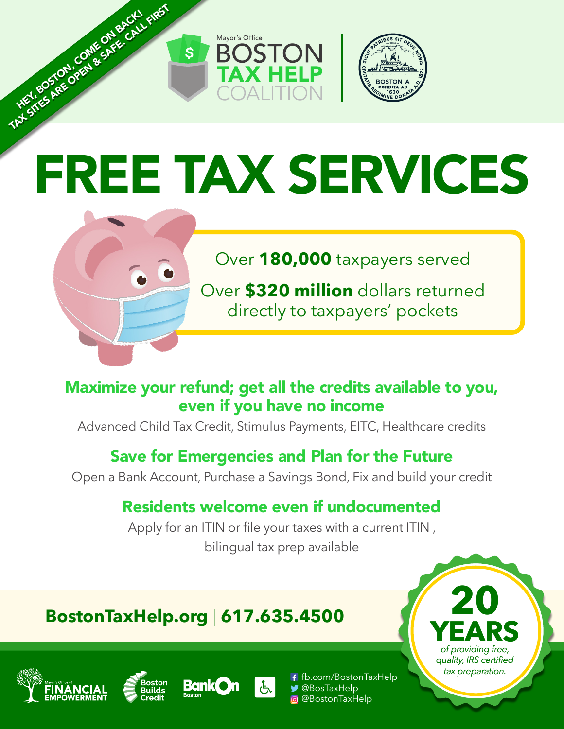HEY, BOSTON, COME ON BACK! TAX SITES ARE OPEN & SAFE. CALL FIRST

Mayor's Office
BOSTON TAX HELP COALITION

# FREE TAX SERVICES

Over **180,000** taxpayers served

Over **$320 million** dollars returned directly to taxpayers' pockets

## Maximize your refund; get all the credits available to you, even if you have no income

Advanced Child Tax Credit, Stimulus Payments, EITC, Healthcare credits

## Save for Emergencies and Plan for the Future

Open a Bank Account, Purchase a Savings Bond, Fix and build your credit

## Residents welcome even if undocumented

Apply for an ITIN or file your taxes with a current ITIN ,

bilingual tax prep available

**BostonTaxHelp.org | 617.635.4500**

**20 YEARS**

*of providing free, quality, IRS certified tax preparation.*

Mayor's Office of FINANCIAL EMPOWERMENT | Boston Builds Credit | BankOn Boston

fb.com/BostonTaxHelp
@BosTaxHelp
@BostonTaxHelp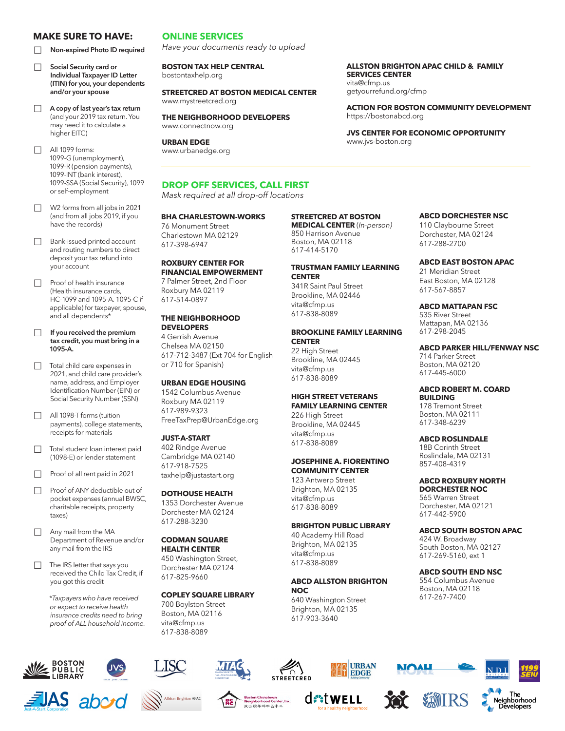## MAKE SURE TO HAVE:

- ☐ **Non-expired Photo ID required**
- ☐ **Social Security card or Individual Taxpayer ID Letter (ITIN) for you, your dependents and/or your spouse**
- ☐ **A copy of last year's tax return** (and your 2019 tax return. You may need it to calculate a higher EITC)
- ☐ All 1099 forms: 1099-G (unemployment), 1099-R (pension payments), 1099-INT (bank interest), 1099-SSA (Social Security), 1099 or self-employment
- ☐ W2 forms from all jobs in 2021 (and from all jobs 2019, if you have the records)
- ☐ Bank-issued printed account and routing numbers to direct deposit your tax refund into your account
- ☐ Proof of health insurance (Health insurance cards, HC-1099 and 1095-A. 1095-C if applicable) for taxpayer, spouse, and all dependents*
- ☐ **If you received the premium tax credit, you must bring in a 1095-A.**
- ☐ Total child care expenses in 2021, and child care provider's name, address, and Employer Identification Number (EIN) or Social Security Number (SSN)
- ☐ All 1098-T forms (tuition payments), college statements, receipts for materials
- ☐ Total student loan interest paid (1098-E) or lender statement
- ☐ Proof of all rent paid in 2021
- ☐ Proof of ANY deductible out of pocket expenses (annual BWSC, charitable receipts, property taxes)
- ☐ Any mail from the MA Department of Revenue and/or any mail from the IRS
- ☐ The IRS letter that says you received the Child Tax Credit, if you got this credit

*\*Taxpayers who have received or expect to receive health insurance credits need to bring proof of ALL household income.*

## ONLINE SERVICES

*Have your documents ready to upload*

**BOSTON TAX HELP CENTRAL**
bostontaxhelp.org

**STREETCRED AT BOSTON MEDICAL CENTER**
www.mystreetcred.org

**THE NEIGHBORHOOD DEVELOPERS**
www.connectnow.org

**URBAN EDGE**
www.urbanedge.org

**ALLSTON BRIGHTON APAC CHILD & FAMILY SERVICES CENTER**
vita@cfmp.us
getyourrefund.org/cfmp

**ACTION FOR BOSTON COMMUNITY DEVELOPMENT**
https://bostonabcd.org

**JVS CENTER FOR ECONOMIC OPPORTUNITY**
www.jvs-boston.org

## DROP OFF SERVICES, CALL FIRST

*Mask required at all drop-off locations*

**BHA CHARLESTOWN-WORKS**
76 Monument Street
Charlestown MA 02129
617-398-6947

**ROXBURY CENTER FOR FINANCIAL EMPOWERMENT**
7 Palmer Street, 2nd Floor
Roxbury MA 02119
617-514-0897

**THE NEIGHBORHOOD DEVELOPERS**
4 Gerrish Avenue
Chelsea MA 02150
617-712-3487 (Ext 704 for English or 710 for Spanish)

**URBAN EDGE HOUSING**
1542 Columbus Avenue
Roxbury MA 02119
617-989-9323
FreeTaxPrep@UrbanEdge.org

**JUST-A-START**
402 Rindge Avenue
Cambridge MA 02140
617-918-7525
taxhelp@justastart.org

**DOTHOUSE HEALTH**
1353 Dorchester Avenue
Dorchester MA 02124
617-288-3230

**CODMAN SQUARE HEALTH CENTER**
450 Washington Street,
Dorchester MA 02124
617-825-9660

**COPLEY SQUARE LIBRARY**
700 Boylston Street
Boston, MA 02116
vita@cfmp.us
617-838-8089

**STREETCRED AT BOSTON MEDICAL CENTER** (*In-person*)
850 Harrison Avenue
Boston, MA 02118
617-414-5170

**TRUSTMAN FAMILY LEARNING CENTER**
341R Saint Paul Street
Brookline, MA 02446
vita@cfmp.us
617-838-8089

**BROOKLINE FAMILY LEARNING CENTER**
22 High Street
Brookline, MA 02445
vita@cfmp.us
617-838-8089

**HIGH STREET VETERANS FAMILY LEARNING CENTER**
226 High Street
Brookline, MA 02445
vita@cfmp.us
617-838-8089

**JOSEPHINE A. FIORENTINO COMMUNITY CENTER**
123 Antwerp Street
Brighton, MA 02135
vita@cfmp.us
617-838-8089

**BRIGHTON PUBLIC LIBRARY**
40 Academy Hill Road
Brighton, MA 02135
vita@cfmp.us
617-838-8089

**ABCD ALLSTON BRIGHTON NOC**
640 Washington Street
Brighton, MA 02135
617-903-3640

**ABCD DORCHESTER NSC**
110 Claybourne Street
Dorchester, MA 02124
617-288-2700

**ABCD EAST BOSTON APAC**
21 Meridian Street
East Boston, MA 02128
617-567-8857

**ABCD MATTAPAN FSC**
535 River Street
Mattapan, MA 02136
617-298-2045

**ABCD PARKER HILL/FENWAY NSC**
714 Parker Street
Boston, MA 02120
617-445-6000

**ABCD ROBERT M. COARD BUILDING**
178 Tremont Street
Boston, MA 02111
617-348-6239

**ABCD ROSLINDALE**
18B Corinth Street
Roslindale, MA 02131
857-408-4319

**ABCD ROXBURY NORTH DORCHESTER NOC**
565 Warren Street
Dorchester, MA 02121
617-442-5900

**ABCD SOUTH BOSTON APAC**
424 W. Broadway
South Boston, MA 02127
617-269-5160, ext 1

**ABCD SOUTH END NSC**
554 Columbus Avenue
Boston, MA 02118
617-267-7400